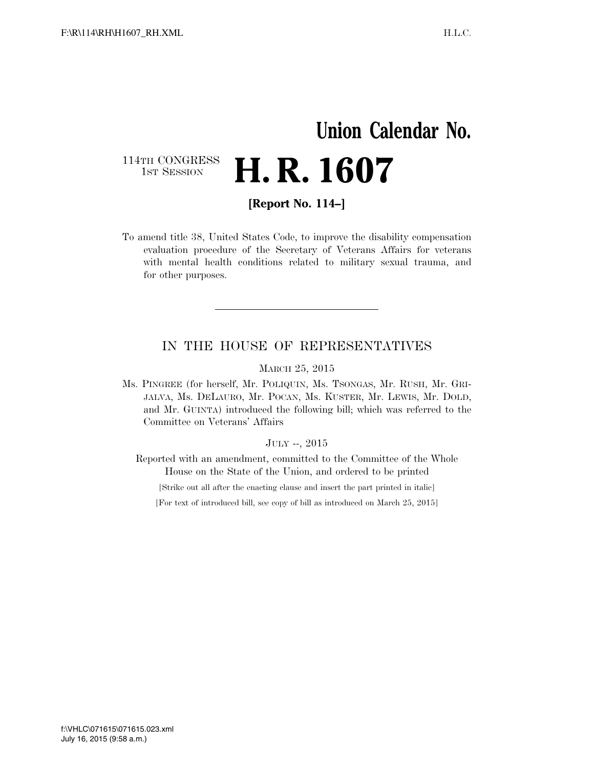# Union Calendar No.

114TH CONGRESS
1ST SESSION

# H. R. 1607

**[Report No. 114–]**

To amend title 38, United States Code, to improve the disability compensation evaluation procedure of the Secretary of Veterans Affairs for veterans with mental health conditions related to military sexual trauma, and for other purposes.

---

## IN THE HOUSE OF REPRESENTATIVES

MARCH 25, 2015

Ms. PINGREE (for herself, Mr. POLIQUIN, Ms. TSONGAS, Mr. RUSH, Mr. GRIJALVA, Ms. DELAURO, Mr. POCAN, Ms. KUSTER, Mr. LEWIS, Mr. DOLD, and Mr. GUINTA) introduced the following bill; which was referred to the Committee on Veterans' Affairs

JULY --, 2015

Reported with an amendment, committed to the Committee of the Whole House on the State of the Union, and ordered to be printed

[Strike out all after the enacting clause and insert the part printed in italic]

[For text of introduced bill, see copy of bill as introduced on March 25, 2015]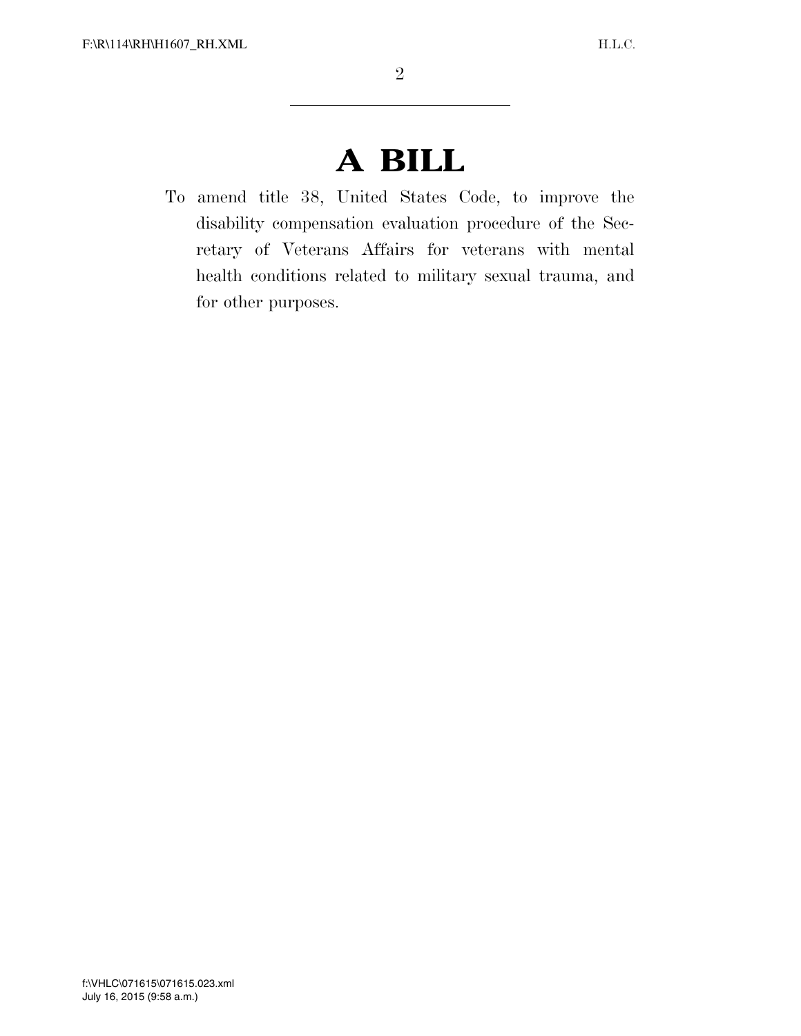# A BILL

To amend title 38, United States Code, to improve the disability compensation evaluation procedure of the Secretary of Veterans Affairs for veterans with mental health conditions related to military sexual trauma, and for other purposes.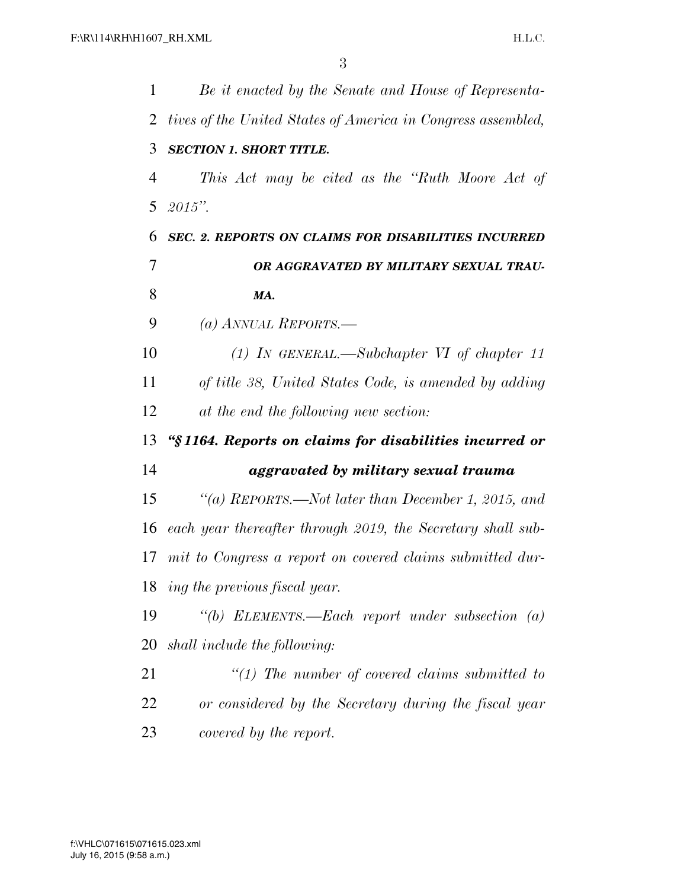*Be it enacted by the Senate and House of Representatives of the United States of America in Congress assembled,*

***SECTION 1. SHORT TITLE.***

*This Act may be cited as the "Ruth Moore Act of 2015".*

***SEC. 2. REPORTS ON CLAIMS FOR DISABILITIES INCURRED OR AGGRAVATED BY MILITARY SEXUAL TRAUMA.***

*(a) ANNUAL REPORTS.—*

*(1) IN GENERAL.—Subchapter VI of chapter 11 of title 38, United States Code, is amended by adding at the end the following new section:*

***"§1164. Reports on claims for disabilities incurred or aggravated by military sexual trauma***

*"(a) REPORTS.—Not later than December 1, 2015, and each year thereafter through 2019, the Secretary shall submit to Congress a report on covered claims submitted during the previous fiscal year.*

*"(b) ELEMENTS.—Each report under subsection (a) shall include the following:*

*"(1) The number of covered claims submitted to or considered by the Secretary during the fiscal year covered by the report.*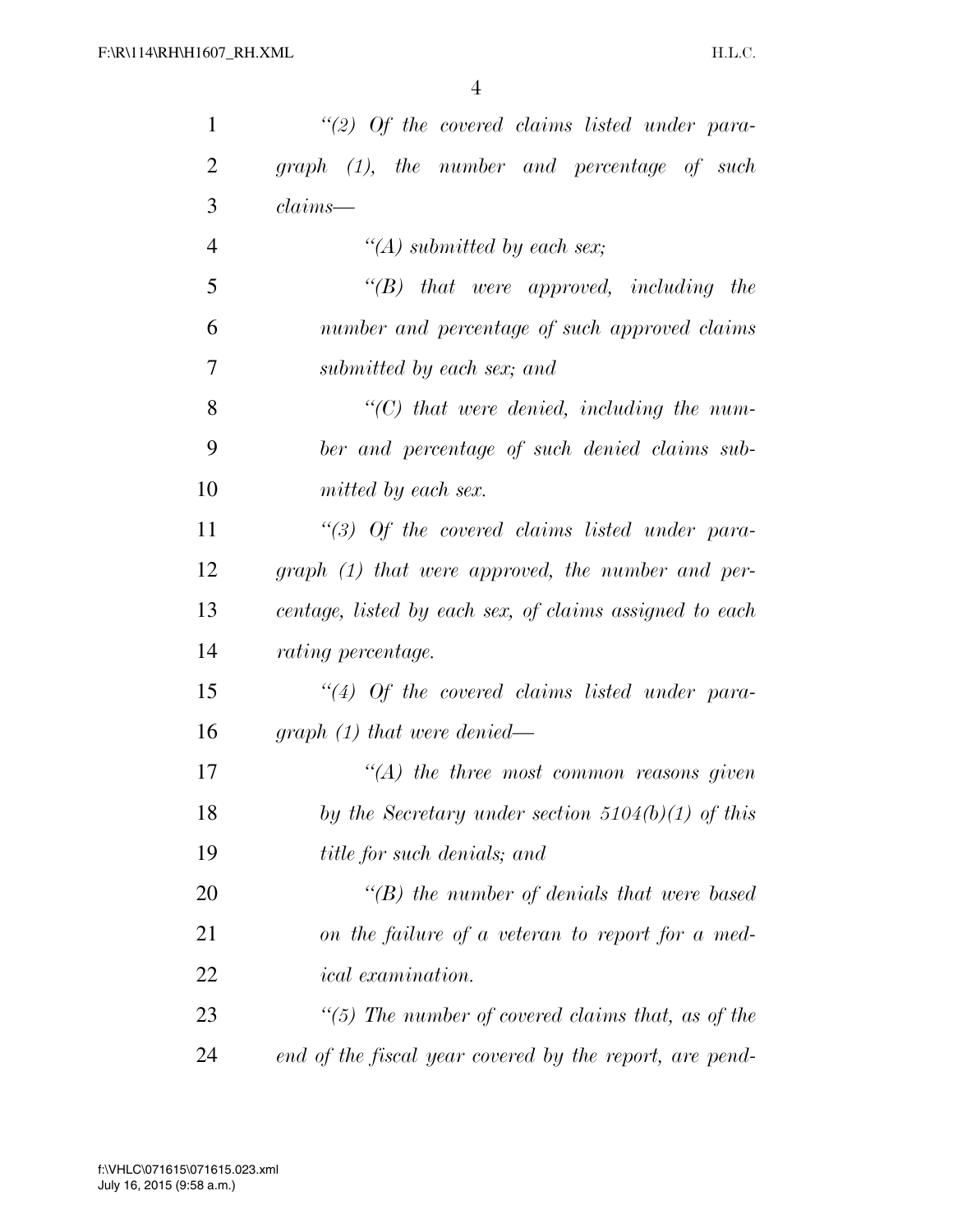*"(2) Of the covered claims listed under paragraph (1), the number and percentage of such claims—*

*"(A) submitted by each sex;*

*"(B) that were approved, including the number and percentage of such approved claims submitted by each sex; and*

*"(C) that were denied, including the number and percentage of such denied claims submitted by each sex.*

*"(3) Of the covered claims listed under paragraph (1) that were approved, the number and percentage, listed by each sex, of claims assigned to each rating percentage.*

*"(4) Of the covered claims listed under paragraph (1) that were denied—*

*"(A) the three most common reasons given by the Secretary under section 5104(b)(1) of this title for such denials; and*

*"(B) the number of denials that were based on the failure of a veteran to report for a medical examination.*

*"(5) The number of covered claims that, as of the end of the fiscal year covered by the report, are pend-*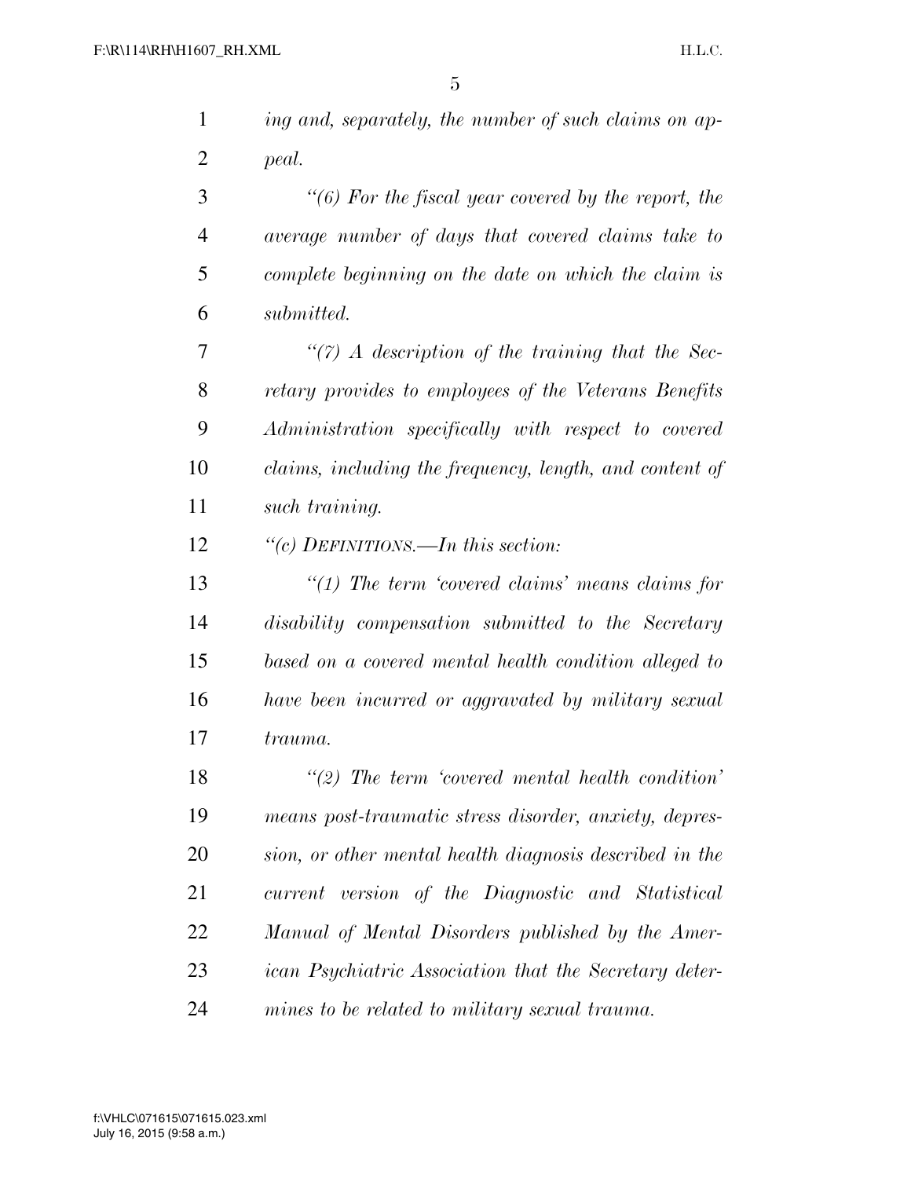*ing and, separately, the number of such claims on appeal.*

*"(6) For the fiscal year covered by the report, the average number of days that covered claims take to complete beginning on the date on which the claim is submitted.*

*"(7) A description of the training that the Secretary provides to employees of the Veterans Benefits Administration specifically with respect to covered claims, including the frequency, length, and content of such training.*

*"(c) DEFINITIONS.—In this section:*

*"(1) The term 'covered claims' means claims for disability compensation submitted to the Secretary based on a covered mental health condition alleged to have been incurred or aggravated by military sexual trauma.*

*"(2) The term 'covered mental health condition' means post-traumatic stress disorder, anxiety, depression, or other mental health diagnosis described in the current version of the Diagnostic and Statistical Manual of Mental Disorders published by the American Psychiatric Association that the Secretary determines to be related to military sexual trauma.*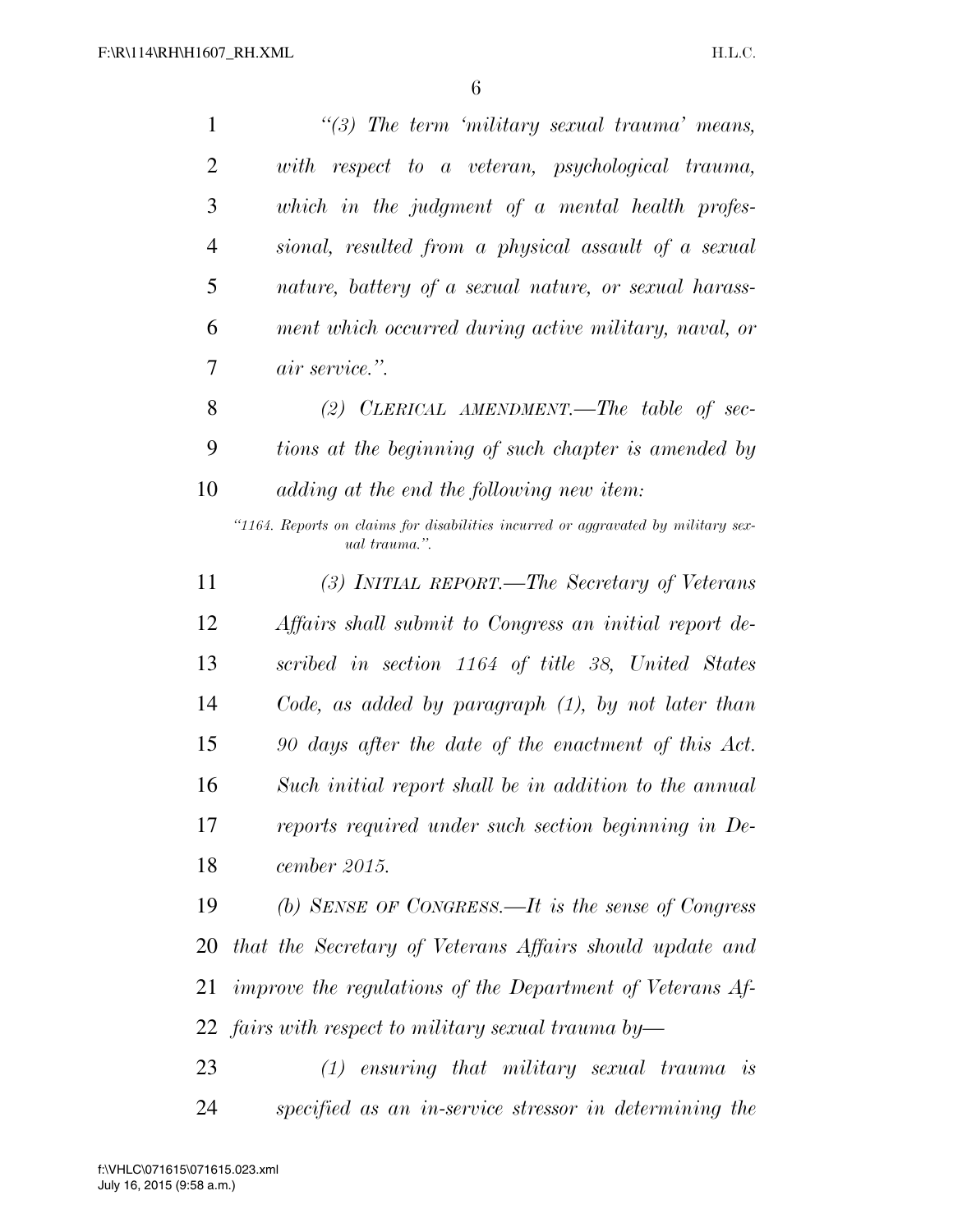*"(3) The term 'military sexual trauma' means, with respect to a veteran, psychological trauma, which in the judgment of a mental health professional, resulted from a physical assault of a sexual nature, battery of a sexual nature, or sexual harassment which occurred during active military, naval, or air service.".*

*(2) CLERICAL AMENDMENT.—The table of sections at the beginning of such chapter is amended by adding at the end the following new item:*

*"1164. Reports on claims for disabilities incurred or aggravated by military sexual trauma.".*

*(3) INITIAL REPORT.—The Secretary of Veterans Affairs shall submit to Congress an initial report described in section 1164 of title 38, United States Code, as added by paragraph (1), by not later than 90 days after the date of the enactment of this Act. Such initial report shall be in addition to the annual reports required under such section beginning in December 2015.*

*(b) SENSE OF CONGRESS.—It is the sense of Congress that the Secretary of Veterans Affairs should update and improve the regulations of the Department of Veterans Affairs with respect to military sexual trauma by—*

*(1) ensuring that military sexual trauma is specified as an in-service stressor in determining the*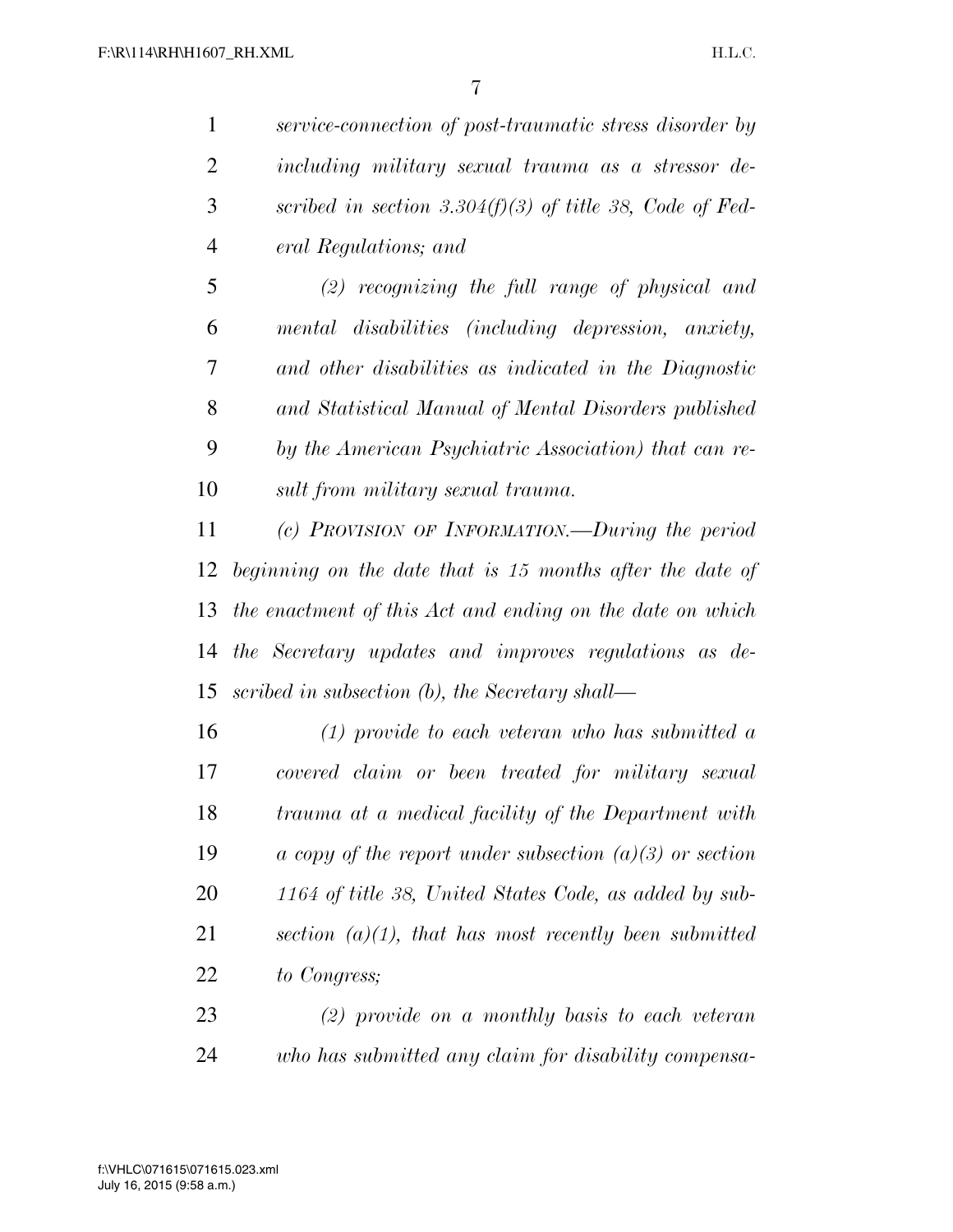*service-connection of post-traumatic stress disorder by including military sexual trauma as a stressor described in section 3.304(f)(3) of title 38, Code of Federal Regulations; and*

*(2) recognizing the full range of physical and mental disabilities (including depression, anxiety, and other disabilities as indicated in the Diagnostic and Statistical Manual of Mental Disorders published by the American Psychiatric Association) that can result from military sexual trauma.*

*(c) PROVISION OF INFORMATION.—During the period beginning on the date that is 15 months after the date of the enactment of this Act and ending on the date on which the Secretary updates and improves regulations as described in subsection (b), the Secretary shall—*

*(1) provide to each veteran who has submitted a covered claim or been treated for military sexual trauma at a medical facility of the Department with a copy of the report under subsection (a)(3) or section 1164 of title 38, United States Code, as added by subsection (a)(1), that has most recently been submitted to Congress;*

*(2) provide on a monthly basis to each veteran who has submitted any claim for disability compensa-*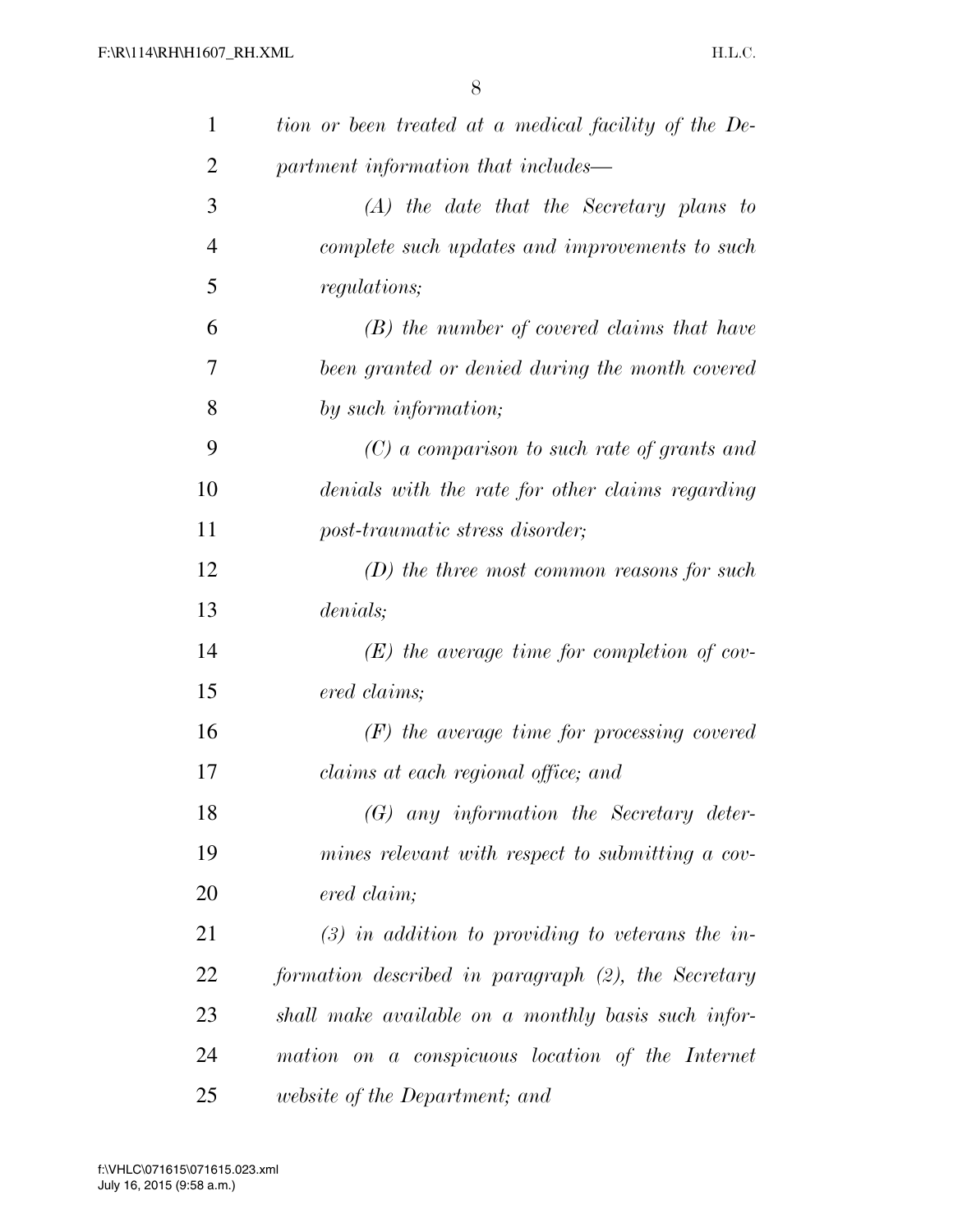*tion or been treated at a medical facility of the Department information that includes—*

*(A) the date that the Secretary plans to complete such updates and improvements to such regulations;*

*(B) the number of covered claims that have been granted or denied during the month covered by such information;*

*(C) a comparison to such rate of grants and denials with the rate for other claims regarding post-traumatic stress disorder;*

*(D) the three most common reasons for such denials;*

*(E) the average time for completion of covered claims;*

*(F) the average time for processing covered claims at each regional office; and*

*(G) any information the Secretary determines relevant with respect to submitting a covered claim;*

*(3) in addition to providing to veterans the information described in paragraph (2), the Secretary shall make available on a monthly basis such information on a conspicuous location of the Internet website of the Department; and*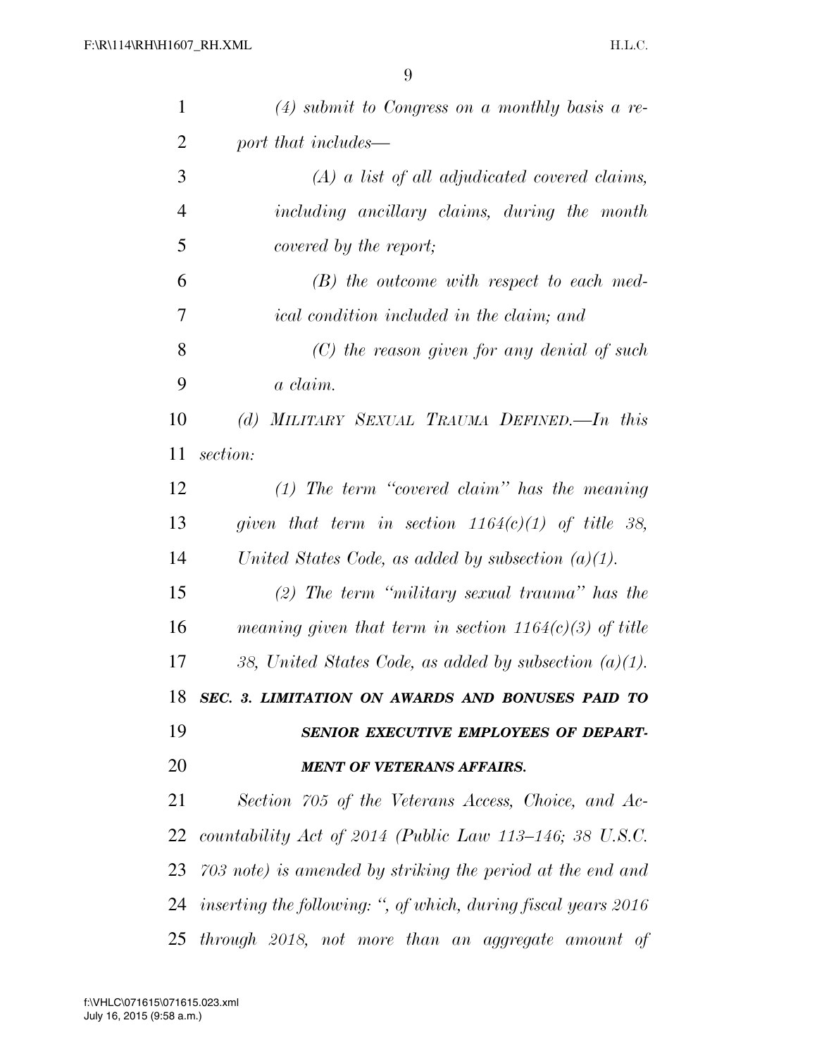*(4) submit to Congress on a monthly basis a report that includes—*

*(A) a list of all adjudicated covered claims, including ancillary claims, during the month covered by the report;*

*(B) the outcome with respect to each medical condition included in the claim; and*

*(C) the reason given for any denial of such a claim.*

*(d) MILITARY SEXUAL TRAUMA DEFINED.—In this section:*

*(1) The term "covered claim" has the meaning given that term in section 1164(c)(1) of title 38, United States Code, as added by subsection (a)(1).*

*(2) The term "military sexual trauma" has the meaning given that term in section 1164(c)(3) of title 38, United States Code, as added by subsection (a)(1).*

***SEC. 3. LIMITATION ON AWARDS AND BONUSES PAID TO SENIOR EXECUTIVE EMPLOYEES OF DEPARTMENT OF VETERANS AFFAIRS.***

*Section 705 of the Veterans Access, Choice, and Accountability Act of 2014 (Public Law 113–146; 38 U.S.C. 703 note) is amended by striking the period at the end and inserting the following: ", of which, during fiscal years 2016 through 2018, not more than an aggregate amount of*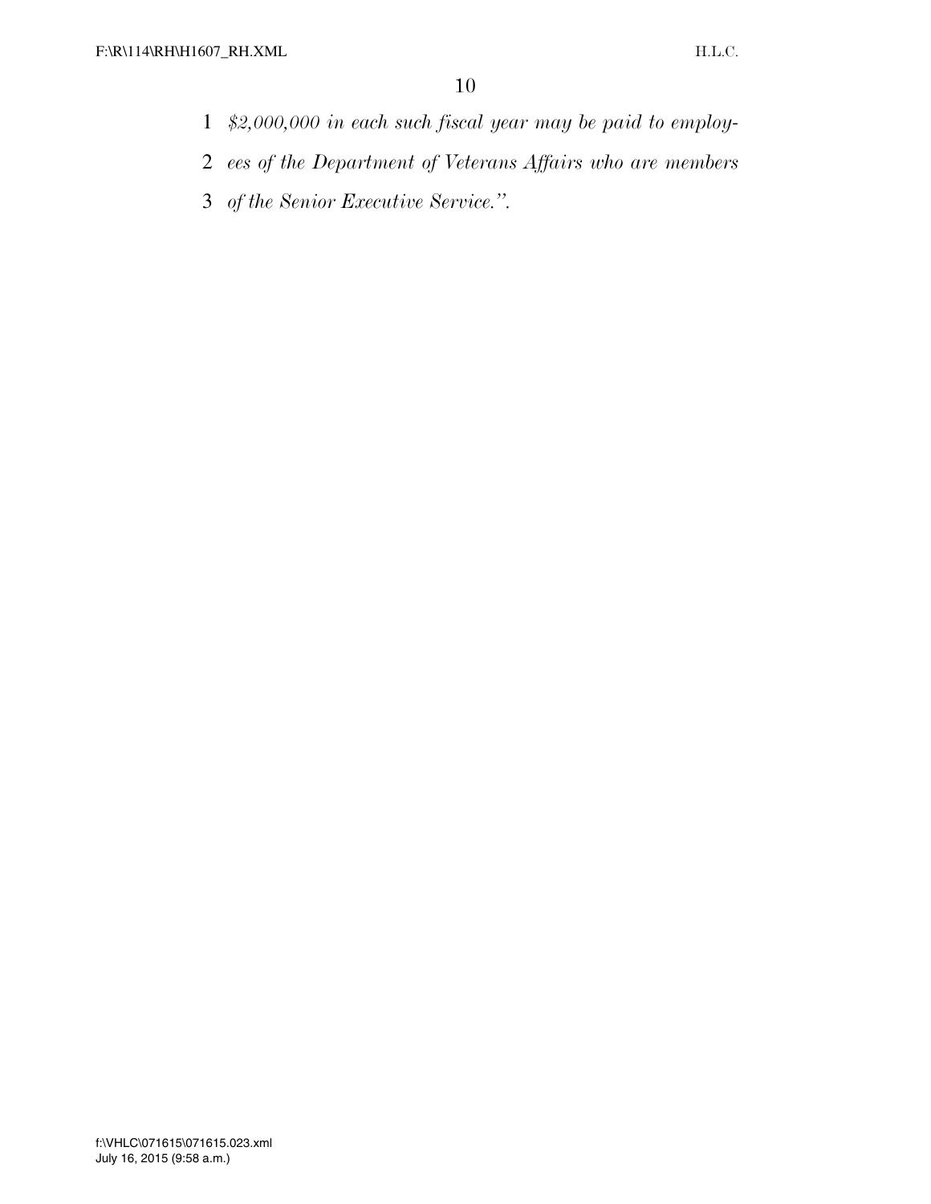*$2,000,000 in each such fiscal year may be paid to employees of the Department of Veterans Affairs who are members of the Senior Executive Service.".*